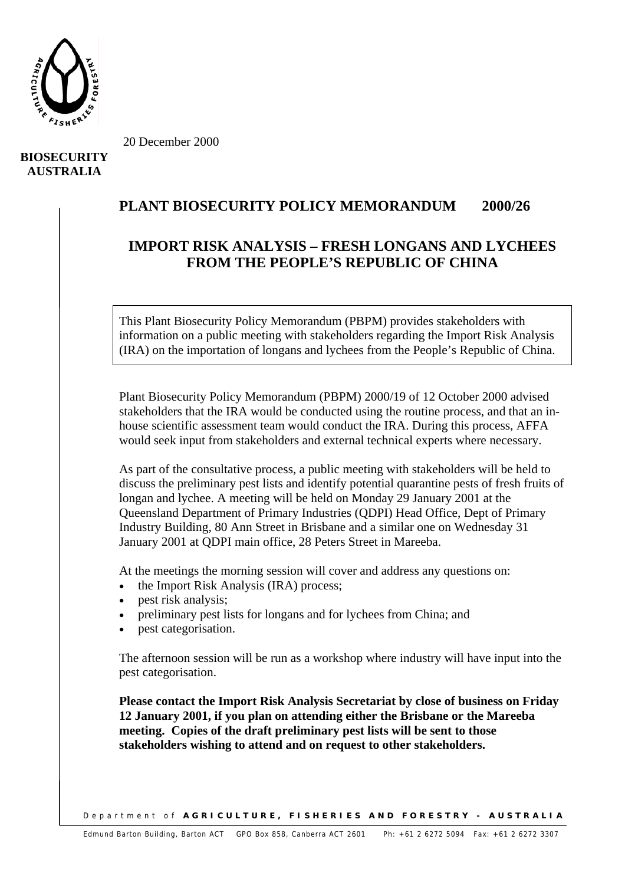20 December 2000

**BIOSECURITY AUSTRALIA**

# PLANT BIOSECURITY POLICY MEMORANDUM 2000/26

## IMPORT RISK ANALYSIS – FRESH LONGANS AND LYCHEES FROM THE PEOPLE'S REPUBLIC OF CHINA

This Plant Biosecurity Policy Memorandum (PBPM) provides stakeholders with information on a public meeting with stakeholders regarding the Import Risk Analysis (IRA) on the importation of longans and lychees from the People's Republic of China.

Plant Biosecurity Policy Memorandum (PBPM) 2000/19 of 12 October 2000 advised stakeholders that the IRA would be conducted using the routine process, and that an in-house scientific assessment team would conduct the IRA. During this process, AFFA would seek input from stakeholders and external technical experts where necessary.

As part of the consultative process, a public meeting with stakeholders will be held to discuss the preliminary pest lists and identify potential quarantine pests of fresh fruits of longan and lychee. A meeting will be held on Monday 29 January 2001 at the Queensland Department of Primary Industries (QDPI) Head Office, Dept of Primary Industry Building, 80 Ann Street in Brisbane and a similar one on Wednesday 31 January 2001 at QDPI main office, 28 Peters Street in Mareeba.

At the meetings the morning session will cover and address any questions on:

- the Import Risk Analysis (IRA) process;
- pest risk analysis;
- preliminary pest lists for longans and for lychees from China; and
- pest categorisation.

The afternoon session will be run as a workshop where industry will have input into the pest categorisation.

**Please contact the Import Risk Analysis Secretariat by close of business on Friday 12 January 2001, if you plan on attending either the Brisbane or the Mareeba meeting. Copies of the draft preliminary pest lists will be sent to those stakeholders wishing to attend and on request to other stakeholders.**

Department of **AGRICULTURE, FISHERIES AND FORESTRY - AUSTRALIA**

Edmund Barton Building, Barton ACT GPO Box 858, Canberra ACT 2601 Ph: +61 2 6272 5094 Fax: +61 2 6272 3307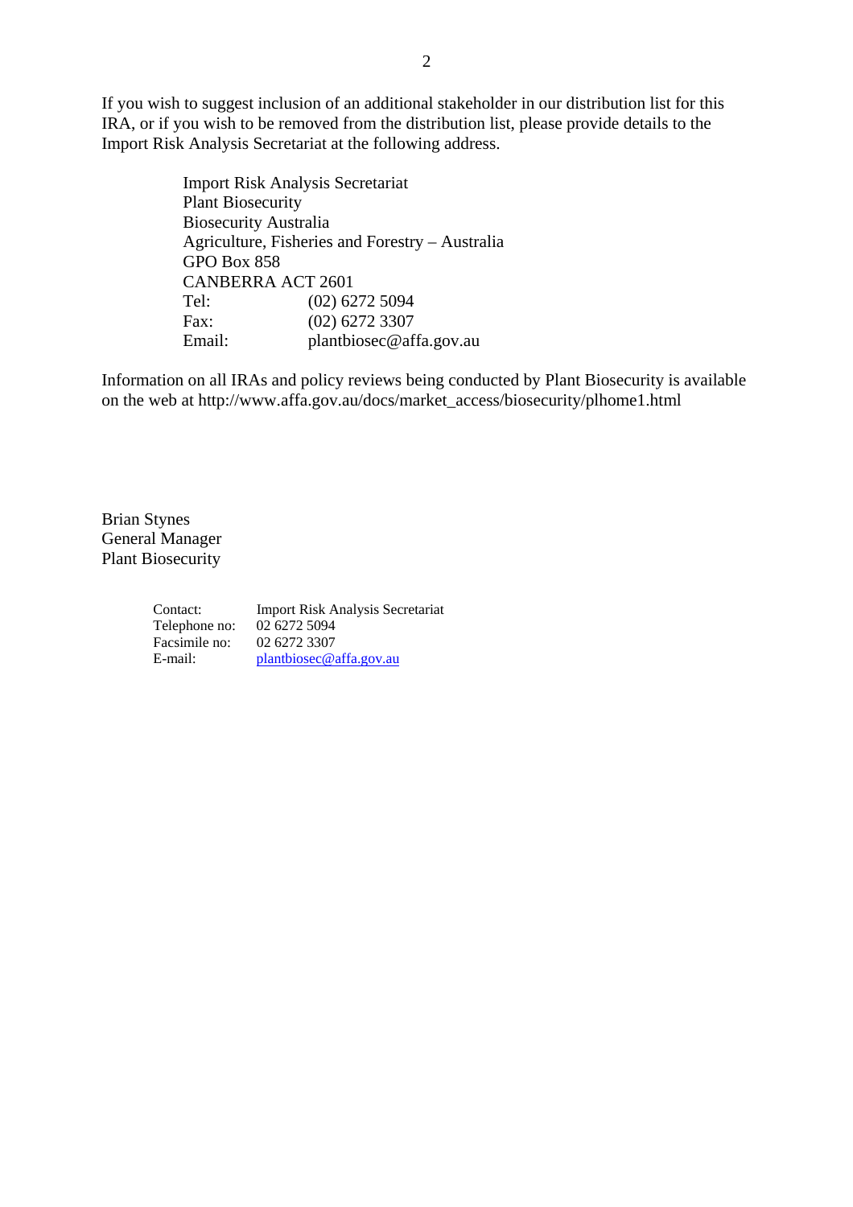If you wish to suggest inclusion of an additional stakeholder in our distribution list for this IRA, or if you wish to be removed from the distribution list, please provide details to the Import Risk Analysis Secretariat at the following address.

Import Risk Analysis Secretariat  
Plant Biosecurity  
Biosecurity Australia  
Agriculture, Fisheries and Forestry – Australia  
GPO Box 858  
CANBERRA ACT 2601  
Tel: (02) 6272 5094  
Fax: (02) 6272 3307  
Email: plantbiosec@affa.gov.au

Information on all IRAs and policy reviews being conducted by Plant Biosecurity is available on the web at http://www.affa.gov.au/docs/market_access/biosecurity/plhome1.html

Brian Stynes  
General Manager  
Plant Biosecurity

| | |
|---|---|
| Contact: | Import Risk Analysis Secretariat |
| Telephone no: | 02 6272 5094 |
| Facsimile no: | 02 6272 3307 |
| E-mail: | plantbiosec@affa.gov.au |